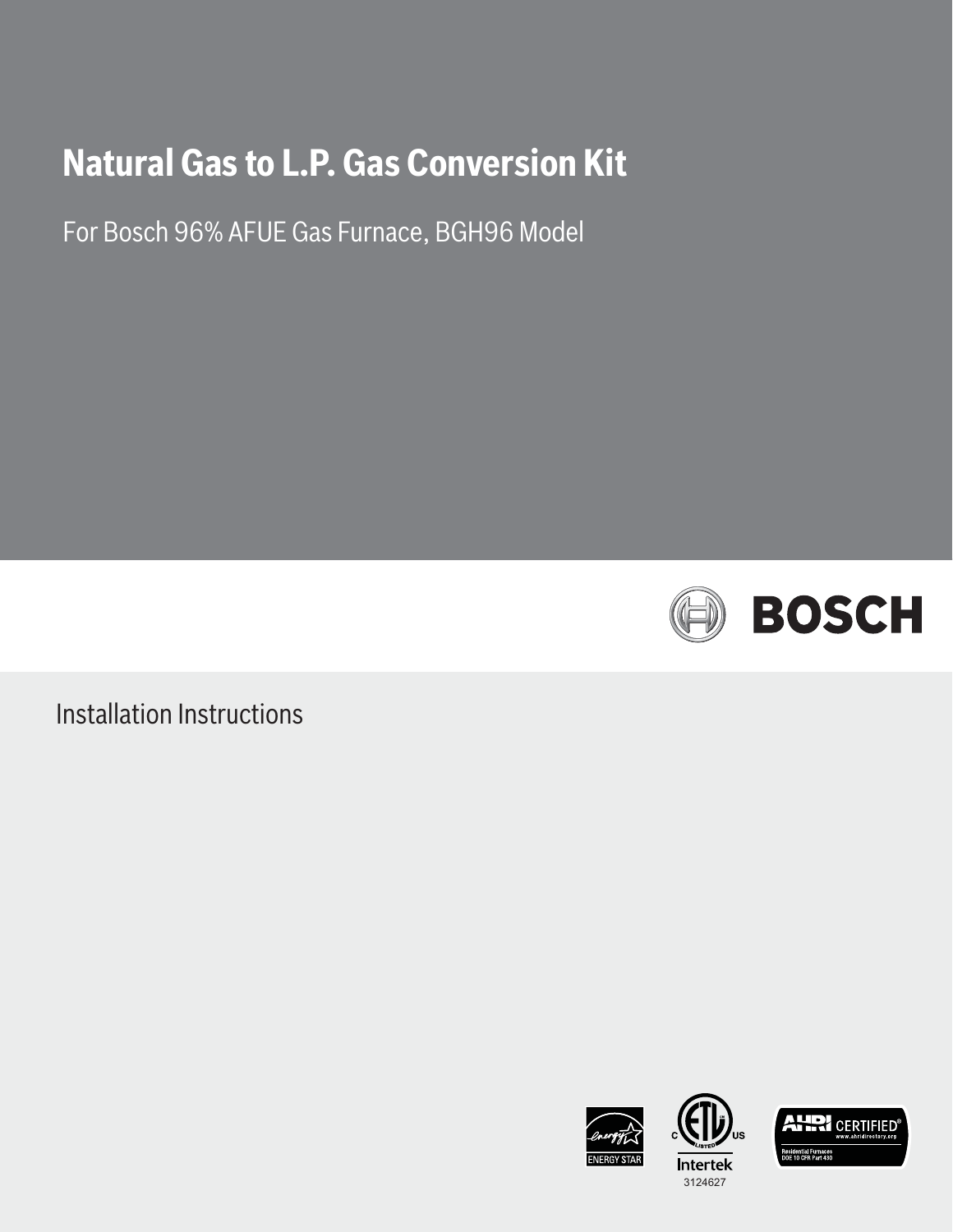# Natural Gas to L.P. Gas Conversion Kit

For Bosch 96% AFUE Gas Furnace, BGH96 Model

BOSCH

Installation Instructions

ENERGY STAR

Intertek

3124627

AHRI CERTIFIED®
www.ahridirectory.org
Residential Furnaces
DOE 10 CFR Part 430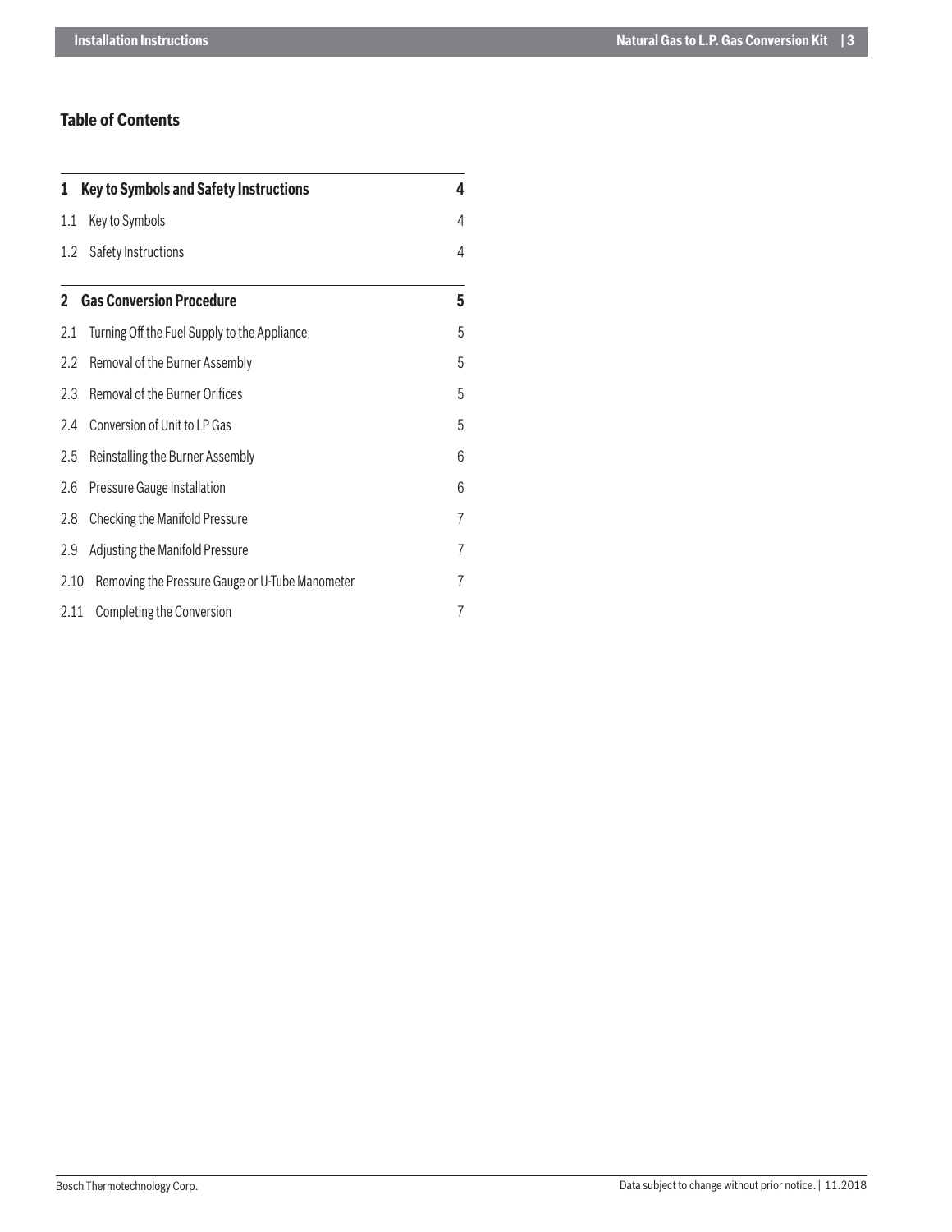## Table of Contents

| | |
|---|---|
| **1 Key to Symbols and Safety Instructions** | **4** |
| 1.1 Key to Symbols | 4 |
| 1.2 Safety Instructions | 4 |
| **2 Gas Conversion Procedure** | **5** |
| 2.1 Turning Off the Fuel Supply to the Appliance | 5 |
| 2.2 Removal of the Burner Assembly | 5 |
| 2.3 Removal of the Burner Orifices | 5 |
| 2.4 Conversion of Unit to LP Gas | 5 |
| 2.5 Reinstalling the Burner Assembly | 6 |
| 2.6 Pressure Gauge Installation | 6 |
| 2.8 Checking the Manifold Pressure | 7 |
| 2.9 Adjusting the Manifold Pressure | 7 |
| 2.10 Removing the Pressure Gauge or U-Tube Manometer | 7 |
| 2.11 Completing the Conversion | 7 |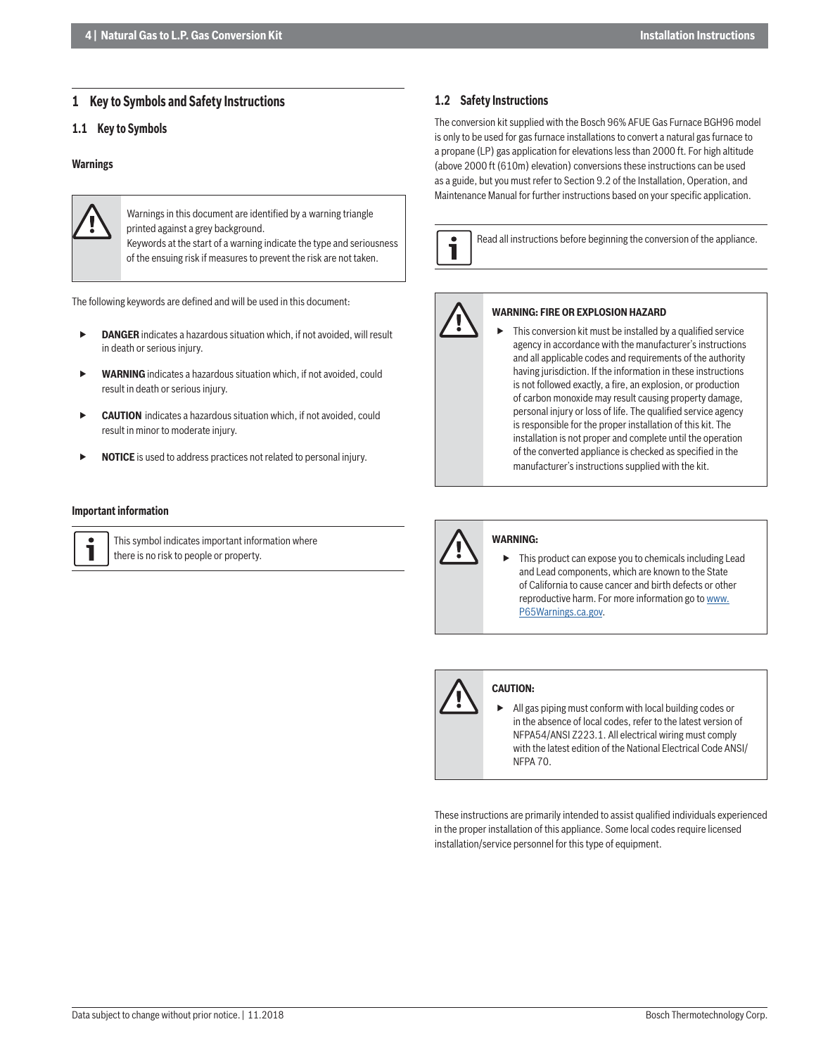# 1 Key to Symbols and Safety Instructions

## 1.1 Key to Symbols

### Warnings

Warnings in this document are identified by a warning triangle printed against a grey background.
Keywords at the start of a warning indicate the type and seriousness of the ensuing risk if measures to prevent the risk are not taken.

The following keywords are defined and will be used in this document:

- **DANGER** indicates a hazardous situation which, if not avoided, will result in death or serious injury.
- **WARNING** indicates a hazardous situation which, if not avoided, could result in death or serious injury.
- **CAUTION** indicates a hazardous situation which, if not avoided, could result in minor to moderate injury.
- **NOTICE** is used to address practices not related to personal injury.

### Important information

This symbol indicates important information where there is no risk to people or property.

## 1.2 Safety Instructions

The conversion kit supplied with the Bosch 96% AFUE Gas Furnace BGH96 model is only to be used for gas furnace installations to convert a natural gas furnace to a propane (LP) gas application for elevations less than 2000 ft. For high altitude (above 2000 ft (610m) elevation) conversions these instructions can be used as a guide, but you must refer to Section 9.2 of the Installation, Operation, and Maintenance Manual for further instructions based on your specific application.

Read all instructions before beginning the conversion of the appliance.

**WARNING: FIRE OR EXPLOSION HAZARD**

- This conversion kit must be installed by a qualified service agency in accordance with the manufacturer's instructions and all applicable codes and requirements of the authority having jurisdiction. If the information in these instructions is not followed exactly, a fire, an explosion, or production of carbon monoxide may result causing property damage, personal injury or loss of life. The qualified service agency is responsible for the proper installation of this kit. The installation is not proper and complete until the operation of the converted appliance is checked as specified in the manufacturer's instructions supplied with the kit.

**WARNING:**

- This product can expose you to chemicals including Lead and Lead components, which are known to the State of California to cause cancer and birth defects or other reproductive harm. For more information go to www.P65Warnings.ca.gov.

**CAUTION:**

- All gas piping must conform with local building codes or in the absence of local codes, refer to the latest version of NFPA54/ANSI Z223.1. All electrical wiring must comply with the latest edition of the National Electrical Code ANSI/NFPA 70.

These instructions are primarily intended to assist qualified individuals experienced in the proper installation of this appliance. Some local codes require licensed installation/service personnel for this type of equipment.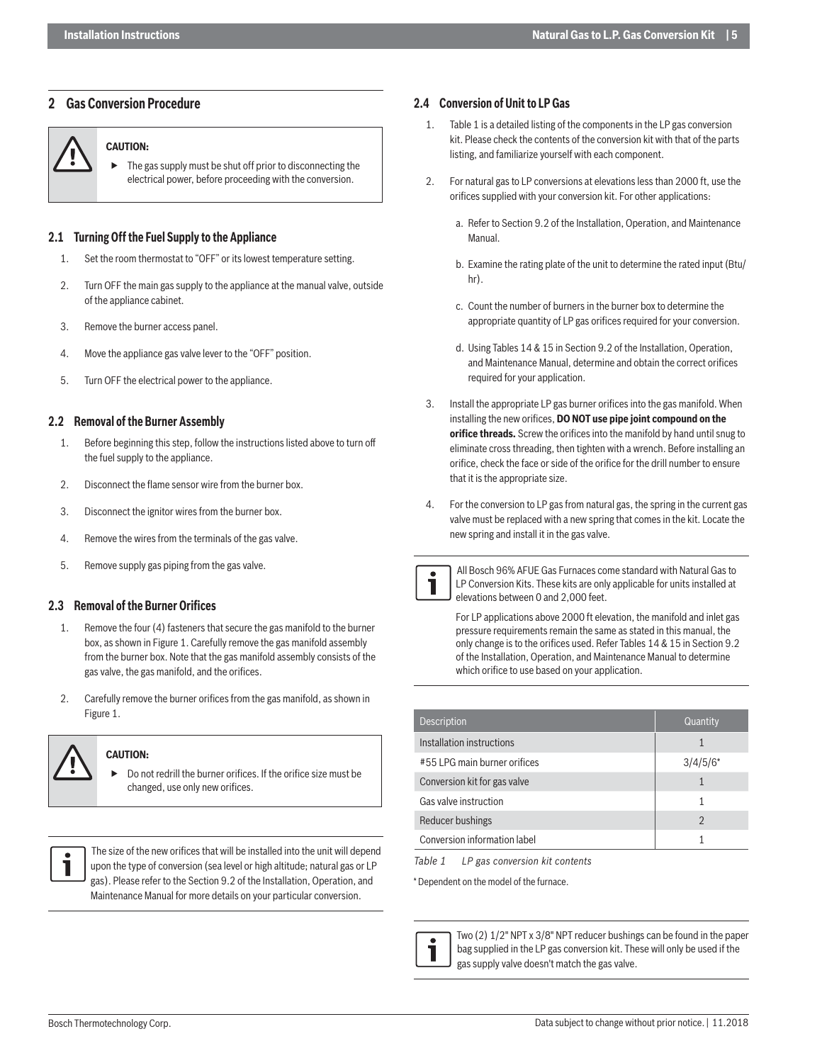## 2 Gas Conversion Procedure

**CAUTION:**

- The gas supply must be shut off prior to disconnecting the electrical power, before proceeding with the conversion.

### 2.1 Turning Off the Fuel Supply to the Appliance

1. Set the room thermostat to "OFF" or its lowest temperature setting.
2. Turn OFF the main gas supply to the appliance at the manual valve, outside of the appliance cabinet.
3. Remove the burner access panel.
4. Move the appliance gas valve lever to the "OFF" position.
5. Turn OFF the electrical power to the appliance.

### 2.2 Removal of the Burner Assembly

1. Before beginning this step, follow the instructions listed above to turn off the fuel supply to the appliance.
2. Disconnect the flame sensor wire from the burner box.
3. Disconnect the ignitor wires from the burner box.
4. Remove the wires from the terminals of the gas valve.
5. Remove supply gas piping from the gas valve.

### 2.3 Removal of the Burner Orifices

1. Remove the four (4) fasteners that secure the gas manifold to the burner box, as shown in Figure 1. Carefully remove the gas manifold assembly from the burner box. Note that the gas manifold assembly consists of the gas valve, the gas manifold, and the orifices.
2. Carefully remove the burner orifices from the gas manifold, as shown in Figure 1.

**CAUTION:**

- Do not redrill the burner orifices. If the orifice size must be changed, use only new orifices.

The size of the new orifices that will be installed into the unit will depend upon the type of conversion (sea level or high altitude; natural gas or LP gas). Please refer to the Section 9.2 of the Installation, Operation, and Maintenance Manual for more details on your particular conversion.

### 2.4 Conversion of Unit to LP Gas

1. Table 1 is a detailed listing of the components in the LP gas conversion kit. Please check the contents of the conversion kit with that of the parts listing, and familiarize yourself with each component.
2. For natural gas to LP conversions at elevations less than 2000 ft, use the orifices supplied with your conversion kit. For other applications:
   a. Refer to Section 9.2 of the Installation, Operation, and Maintenance Manual.
   b. Examine the rating plate of the unit to determine the rated input (Btu/hr).
   c. Count the number of burners in the burner box to determine the appropriate quantity of LP gas orifices required for your conversion.
   d. Using Tables 14 & 15 in Section 9.2 of the Installation, Operation, and Maintenance Manual, determine and obtain the correct orifices required for your application.
3. Install the appropriate LP gas burner orifices into the gas manifold. When installing the new orifices, **DO NOT use pipe joint compound on the orifice threads.** Screw the orifices into the manifold by hand until snug to eliminate cross threading, then tighten with a wrench. Before installing an orifice, check the face or side of the orifice for the drill number to ensure that it is the appropriate size.
4. For the conversion to LP gas from natural gas, the spring in the current gas valve must be replaced with a new spring that comes in the kit. Locate the new spring and install it in the gas valve.

All Bosch 96% AFUE Gas Furnaces come standard with Natural Gas to LP Conversion Kits. These kits are only applicable for units installed at elevations between 0 and 2,000 feet.

For LP applications above 2000 ft elevation, the manifold and inlet gas pressure requirements remain the same as stated in this manual, the only change is to the orifices used. Refer Tables 14 & 15 in Section 9.2 of the Installation, Operation, and Maintenance Manual to determine which orifice to use based on your application.

| Description | Quantity |
|---|---|
| Installation instructions | 1 |
| #55 LPG main burner orifices | 3/4/5/6* |
| Conversion kit for gas valve | 1 |
| Gas valve instruction | 1 |
| Reducer bushings | 2 |
| Conversion information label | 1 |

*Table 1 LP gas conversion kit contents*

\* Dependent on the model of the furnace.

Two (2) 1/2" NPT x 3/8" NPT reducer bushings can be found in the paper bag supplied in the LP gas conversion kit. These will only be used if the gas supply valve doesn't match the gas valve.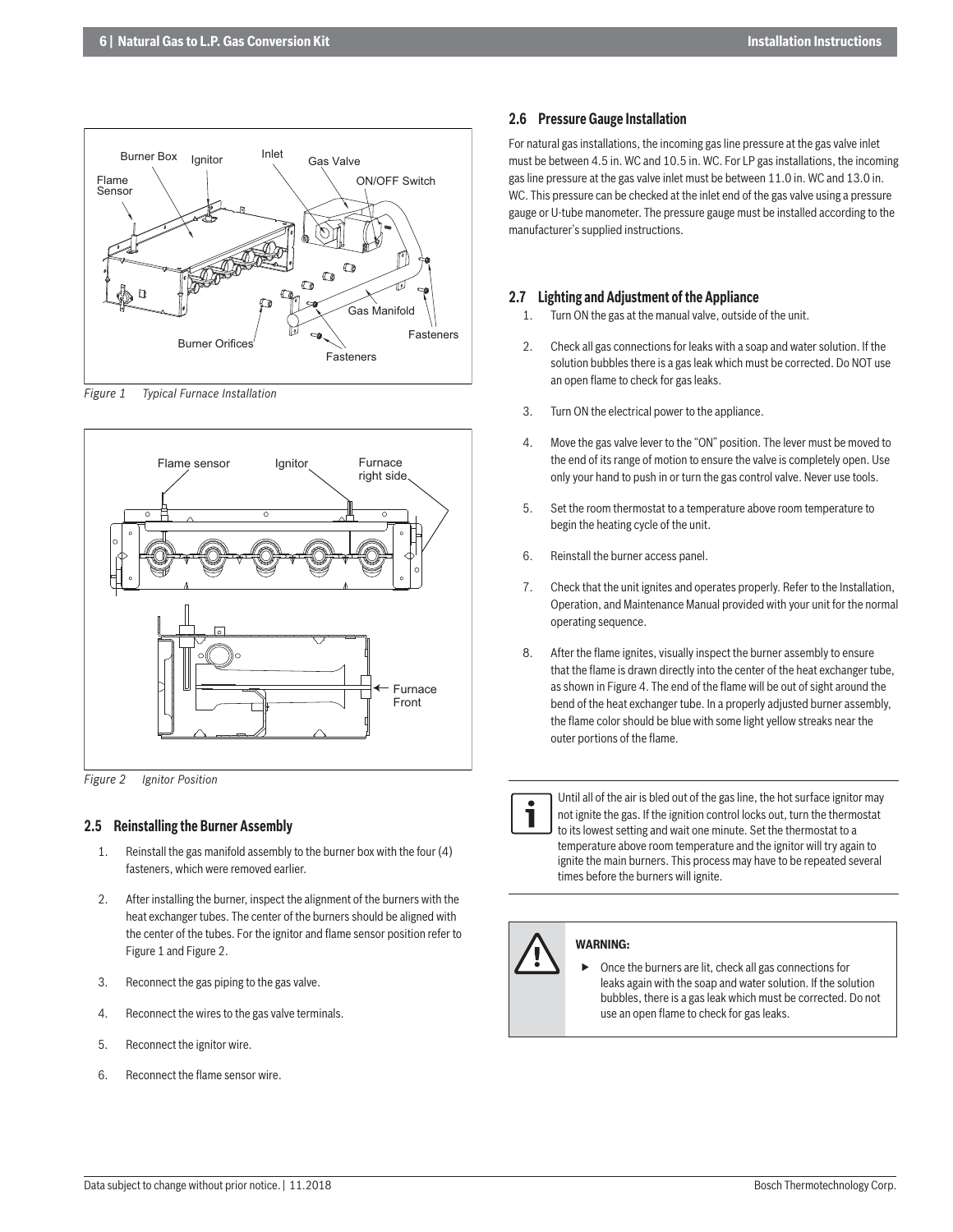*Figure 1 Typical Furnace Installation*

*Figure 2 Ignitor Position*

### 2.5 Reinstalling the Burner Assembly

1. Reinstall the gas manifold assembly to the burner box with the four (4) fasteners, which were removed earlier.
2. After installing the burner, inspect the alignment of the burners with the heat exchanger tubes. The center of the burners should be aligned with the center of the tubes. For the ignitor and flame sensor position refer to Figure 1 and Figure 2.
3. Reconnect the gas piping to the gas valve.
4. Reconnect the wires to the gas valve terminals.
5. Reconnect the ignitor wire.
6. Reconnect the flame sensor wire.

### 2.6 Pressure Gauge Installation

For natural gas installations, the incoming gas line pressure at the gas valve inlet must be between 4.5 in. WC and 10.5 in. WC. For LP gas installations, the incoming gas line pressure at the gas valve inlet must be between 11.0 in. WC and 13.0 in. WC. This pressure can be checked at the inlet end of the gas valve using a pressure gauge or U-tube manometer. The pressure gauge must be installed according to the manufacturer's supplied instructions.

### 2.7 Lighting and Adjustment of the Appliance

1. Turn ON the gas at the manual valve, outside of the unit.
2. Check all gas connections for leaks with a soap and water solution. If the solution bubbles there is a gas leak which must be corrected. Do NOT use an open flame to check for gas leaks.
3. Turn ON the electrical power to the appliance.
4. Move the gas valve lever to the "ON" position. The lever must be moved to the end of its range of motion to ensure the valve is completely open. Use only your hand to push in or turn the gas control valve. Never use tools.
5. Set the room thermostat to a temperature above room temperature to begin the heating cycle of the unit.
6. Reinstall the burner access panel.
7. Check that the unit ignites and operates properly. Refer to the Installation, Operation, and Maintenance Manual provided with your unit for the normal operating sequence.
8. After the flame ignites, visually inspect the burner assembly to ensure that the flame is drawn directly into the center of the heat exchanger tube, as shown in Figure 4. The end of the flame will be out of sight around the bend of the heat exchanger tube. In a properly adjusted burner assembly, the flame color should be blue with some light yellow streaks near the outer portions of the flame.

Until all of the air is bled out of the gas line, the hot surface ignitor may not ignite the gas. If the ignition control locks out, turn the thermostat to its lowest setting and wait one minute. Set the thermostat to a temperature above room temperature and the ignitor will try again to ignite the main burners. This process may have to be repeated several times before the burners will ignite.

**WARNING:**

- Once the burners are lit, check all gas connections for leaks again with the soap and water solution. If the solution bubbles, there is a gas leak which must be corrected. Do not use an open flame to check for gas leaks.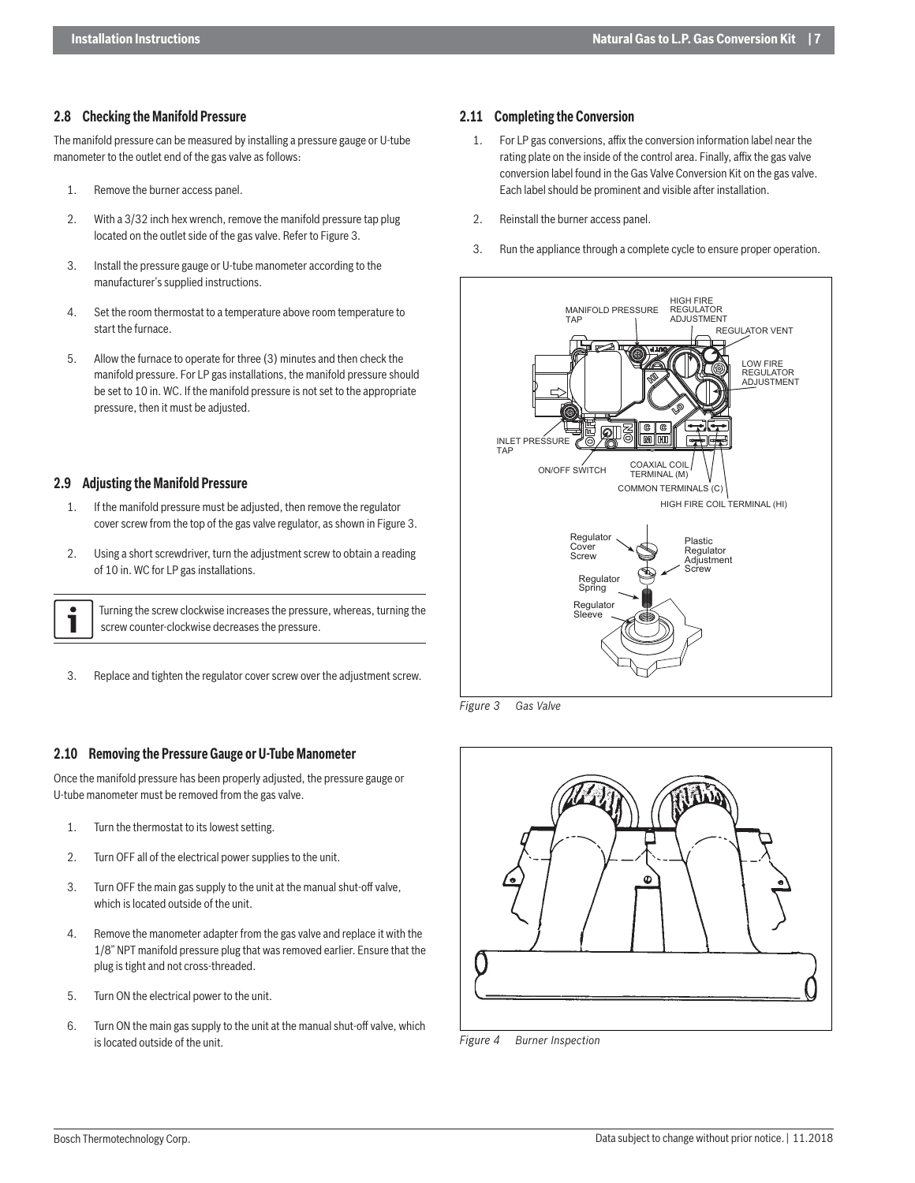## 2.8 Checking the Manifold Pressure

The manifold pressure can be measured by installing a pressure gauge or U-tube manometer to the outlet end of the gas valve as follows:

1. Remove the burner access panel.
2. With a 3/32 inch hex wrench, remove the manifold pressure tap plug located on the outlet side of the gas valve. Refer to Figure 3.
3. Install the pressure gauge or U-tube manometer according to the manufacturer's supplied instructions.
4. Set the room thermostat to a temperature above room temperature to start the furnace.
5. Allow the furnace to operate for three (3) minutes and then check the manifold pressure. For LP gas installations, the manifold pressure should be set to 10 in. WC. If the manifold pressure is not set to the appropriate pressure, then it must be adjusted.

## 2.9 Adjusting the Manifold Pressure

1. If the manifold pressure must be adjusted, then remove the regulator cover screw from the top of the gas valve regulator, as shown in Figure 3.
2. Using a short screwdriver, turn the adjustment screw to obtain a reading of 10 in. WC for LP gas installations.

> Turning the screw clockwise increases the pressure, whereas, turning the screw counter-clockwise decreases the pressure.

3. Replace and tighten the regulator cover screw over the adjustment screw.

## 2.10 Removing the Pressure Gauge or U-Tube Manometer

Once the manifold pressure has been properly adjusted, the pressure gauge or U-tube manometer must be removed from the gas valve.

1. Turn the thermostat to its lowest setting.
2. Turn OFF all of the electrical power supplies to the unit.
3. Turn OFF the main gas supply to the unit at the manual shut-off valve, which is located outside of the unit.
4. Remove the manometer adapter from the gas valve and replace it with the 1/8" NPT manifold pressure plug that was removed earlier. Ensure that the plug is tight and not cross-threaded.
5. Turn ON the electrical power to the unit.
6. Turn ON the main gas supply to the unit at the manual shut-off valve, which is located outside of the unit.

## 2.11 Completing the Conversion

1. For LP gas conversions, affix the conversion information label near the rating plate on the inside of the control area. Finally, affix the gas valve conversion label found in the Gas Valve Conversion Kit on the gas valve. Each label should be prominent and visible after installation.
2. Reinstall the burner access panel.
3. Run the appliance through a complete cycle to ensure proper operation.

*Figure 3 Gas Valve*

*Figure 4 Burner Inspection*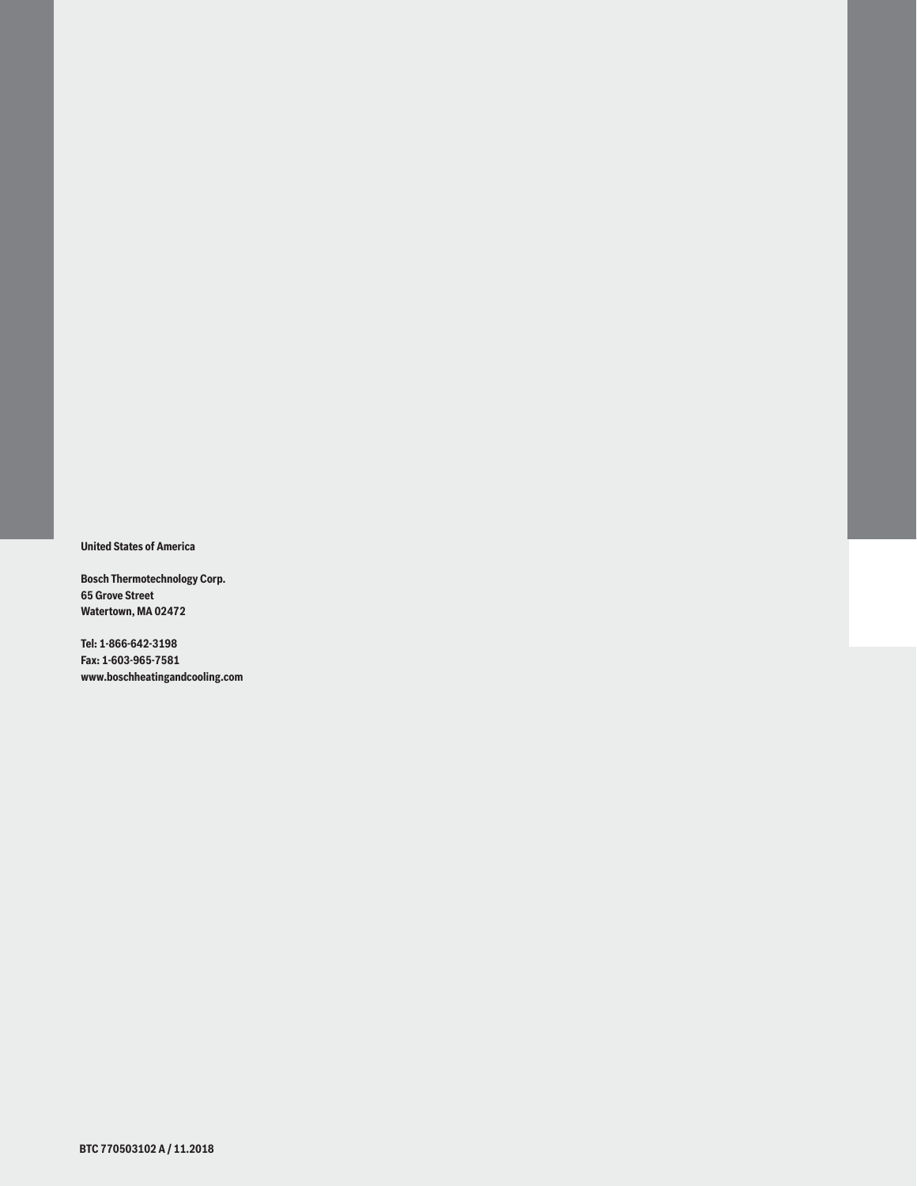**United States of America**

**Bosch Thermotechnology Corp.**
**65 Grove Street**
**Watertown, MA 02472**

**Tel: 1-866-642-3198**
**Fax: 1-603-965-7581**
**www.boschheatingandcooling.com**

**BTC 770503102 A / 11.2018**